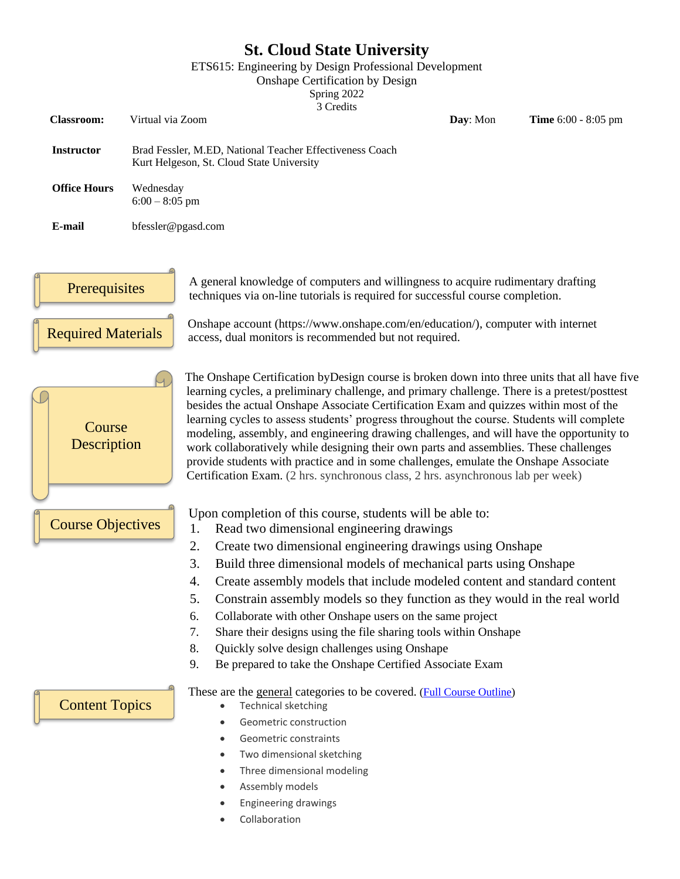# St. Cloud State University

ETS615: Engineering by Design Professional Development
Onshape Certification by Design
Spring 2022
3 Credits

**Classroom:** Virtual via Zoom **Day**: Mon **Time** 6:00 - 8:05 pm

**Instructor** Brad Fessler, M.ED, National Teacher Effectiveness Coach
Kurt Helgeson, St. Cloud State University

**Office Hours** Wednesday
6:00 – 8:05 pm

**E-mail** bfessler@pgasd.com

## Prerequisites

A general knowledge of computers and willingness to acquire rudimentary drafting techniques via on-line tutorials is required for successful course completion.

## Required Materials

Onshape account (https://www.onshape.com/en/education/), computer with internet access, dual monitors is recommended but not required.

## Course Description

The Onshape Certification byDesign course is broken down into three units that all have five learning cycles, a preliminary challenge, and primary challenge. There is a pretest/posttest besides the actual Onshape Associate Certification Exam and quizzes within most of the learning cycles to assess students' progress throughout the course. Students will complete modeling, assembly, and engineering drawing challenges, and will have the opportunity to work collaboratively while designing their own parts and assemblies. These challenges provide students with practice and in some challenges, emulate the Onshape Associate Certification Exam. (2 hrs. synchronous class, 2 hrs. asynchronous lab per week)

## Course Objectives

Upon completion of this course, students will be able to:

1. Read two dimensional engineering drawings
2. Create two dimensional engineering drawings using Onshape
3. Build three dimensional models of mechanical parts using Onshape
4. Create assembly models that include modeled content and standard content
5. Constrain assembly models so they function as they would in the real world
6. Collaborate with other Onshape users on the same project
7. Share their designs using the file sharing tools within Onshape
8. Quickly solve design challenges using Onshape
9. Be prepared to take the Onshape Certified Associate Exam

## Content Topics

These are the general categories to be covered. (Full Course Outline)

- Technical sketching
- Geometric construction
- Geometric constraints
- Two dimensional sketching
- Three dimensional modeling
- Assembly models
- Engineering drawings
- Collaboration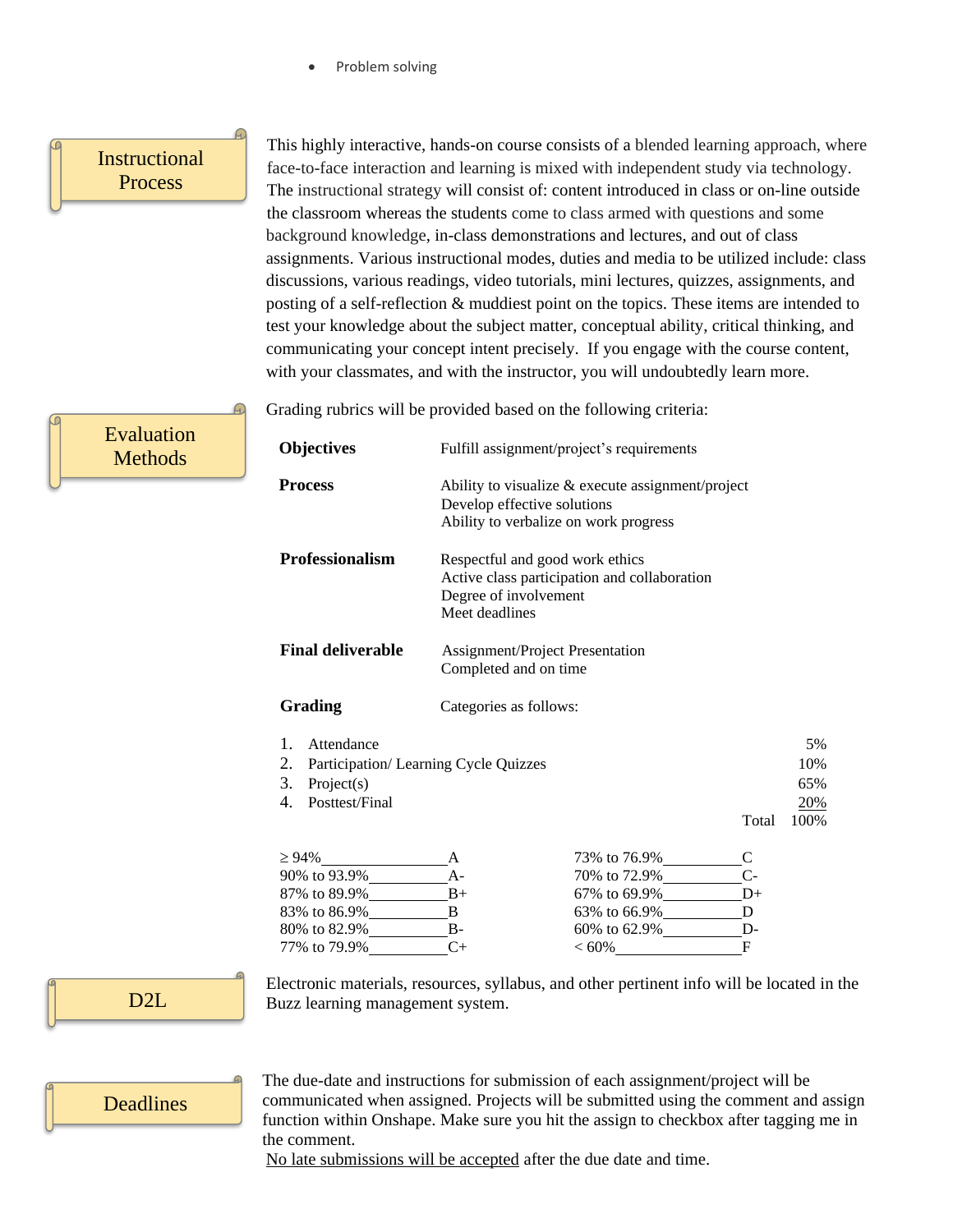- Problem solving

## Instructional Process

This highly interactive, hands-on course consists of a blended learning approach, where face-to-face interaction and learning is mixed with independent study via technology. The instructional strategy will consist of: content introduced in class or on-line outside the classroom whereas the students come to class armed with questions and some background knowledge, in-class demonstrations and lectures, and out of class assignments. Various instructional modes, duties and media to be utilized include: class discussions, various readings, video tutorials, mini lectures, quizzes, assignments, and posting of a self-reflection & muddiest point on the topics. These items are intended to test your knowledge about the subject matter, conceptual ability, critical thinking, and communicating your concept intent precisely. If you engage with the course content, with your classmates, and with the instructor, you will undoubtedly learn more.

## Evaluation Methods

Grading rubrics will be provided based on the following criteria:

**Objectives** — Fulfill assignment/project's requirements

**Process** — Ability to visualize & execute assignment/project
Develop effective solutions
Ability to verbalize on work progress

**Professionalism** — Respectful and good work ethics
Active class participation and collaboration
Degree of involvement
Meet deadlines

**Final deliverable** — Assignment/Project Presentation
Completed and on time

**Grading** — Categories as follows:

| # | Category | Weight |
|---|---|---|
| 1. | Attendance | 5% |
| 2. | Participation/ Learning Cycle Quizzes | 10% |
| 3. | Project(s) | 65% |
| 4. | Posttest/Final | 20% |
| | Total | 100% |

| Range | Grade | Range | Grade |
|---|---|---|---|
| ≥ 94% | A | 73% to 76.9% | C |
| 90% to 93.9% | A- | 70% to 72.9% | C- |
| 87% to 89.9% | B+ | 67% to 69.9% | D+ |
| 83% to 86.9% | B | 63% to 66.9% | D |
| 80% to 82.9% | B- | 60% to 62.9% | D- |
| 77% to 79.9% | C+ | < 60% | F |

## D2L

Electronic materials, resources, syllabus, and other pertinent info will be located in the Buzz learning management system.

## Deadlines

The due-date and instructions for submission of each assignment/project will be communicated when assigned. Projects will be submitted using the comment and assign function within Onshape. Make sure you hit the assign to checkbox after tagging me in the comment.

No late submissions will be accepted after the due date and time.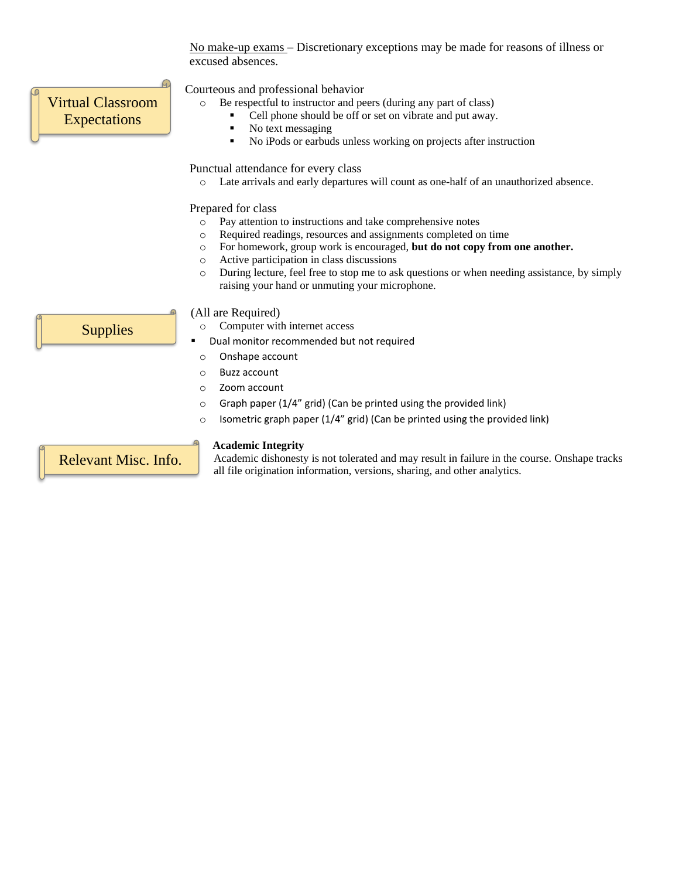<u>No make-up exams</u> – Discretionary exceptions may be made for reasons of illness or excused absences.

## Virtual Classroom Expectations

Courteous and professional behavior

- Be respectful to instructor and peers (during any part of class)
  - Cell phone should be off or set on vibrate and put away.
  - No text messaging
  - No iPods or earbuds unless working on projects after instruction

Punctual attendance for every class

- Late arrivals and early departures will count as one-half of an unauthorized absence.

Prepared for class

- Pay attention to instructions and take comprehensive notes
- Required readings, resources and assignments completed on time
- For homework, group work is encouraged, **but do not copy from one another.**
- Active participation in class discussions
- During lecture, feel free to stop me to ask questions or when needing assistance, by simply raising your hand or unmuting your microphone.

## Supplies

(All are Required)

- Computer with internet access
  - Dual monitor recommended but not required
- Onshape account
- Buzz account
- Zoom account
- Graph paper (1/4” grid) (Can be printed using the provided link)
- Isometric graph paper (1/4” grid) (Can be printed using the provided link)

## Relevant Misc. Info.

**Academic Integrity**

Academic dishonesty is not tolerated and may result in failure in the course. Onshape tracks all file origination information, versions, sharing, and other analytics.